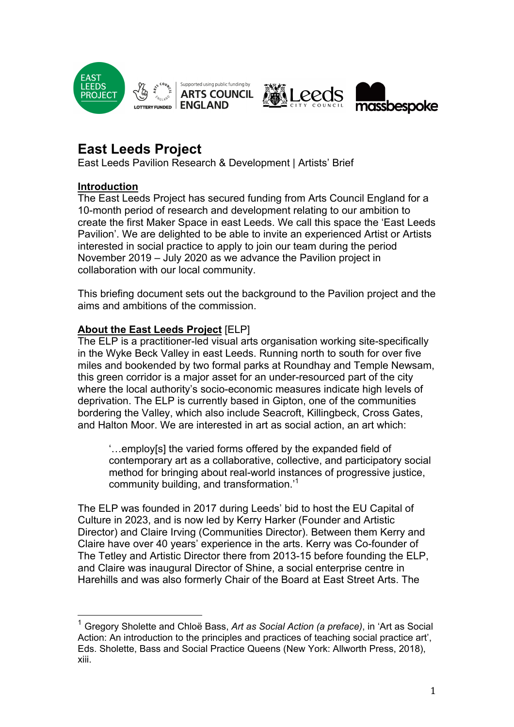# East Leeds Project

East Leeds Pavilion Research & Development | Artists' Brief

## Introduction

The East Leeds Project has secured funding from Arts Council England for a 10-month period of research and development relating to our ambition to create the first Maker Space in east Leeds. We call this space the 'East Leeds Pavilion'. We are delighted to be able to invite an experienced Artist or Artists interested in social practice to apply to join our team during the period November 2019 – July 2020 as we advance the Pavilion project in collaboration with our local community.

This briefing document sets out the background to the Pavilion project and the aims and ambitions of the commission.

## About the East Leeds Project [ELP]

The ELP is a practitioner-led visual arts organisation working site-specifically in the Wyke Beck Valley in east Leeds. Running north to south for over five miles and bookended by two formal parks at Roundhay and Temple Newsam, this green corridor is a major asset for an under-resourced part of the city where the local authority's socio-economic measures indicate high levels of deprivation. The ELP is currently based in Gipton, one of the communities bordering the Valley, which also include Seacroft, Killingbeck, Cross Gates, and Halton Moor. We are interested in art as social action, an art which:

> '…employ[s] the varied forms offered by the expanded field of contemporary art as a collaborative, collective, and participatory social method for bringing about real-world instances of progressive justice, community building, and transformation.'[1]

The ELP was founded in 2017 during Leeds' bid to host the EU Capital of Culture in 2023, and is now led by Kerry Harker (Founder and Artistic Director) and Claire Irving (Communities Director). Between them Kerry and Claire have over 40 years' experience in the arts. Kerry was Co-founder of The Tetley and Artistic Director there from 2013-15 before founding the ELP, and Claire was inaugural Director of Shine, a social enterprise centre in Harehills and was also formerly Chair of the Board at East Street Arts. The

---

[1] Gregory Sholette and Chloë Bass, *Art as Social Action (a preface)*, in 'Art as Social Action: An introduction to the principles and practices of teaching social practice art', Eds. Sholette, Bass and Social Practice Queens (New York: Allworth Press, 2018), xiii.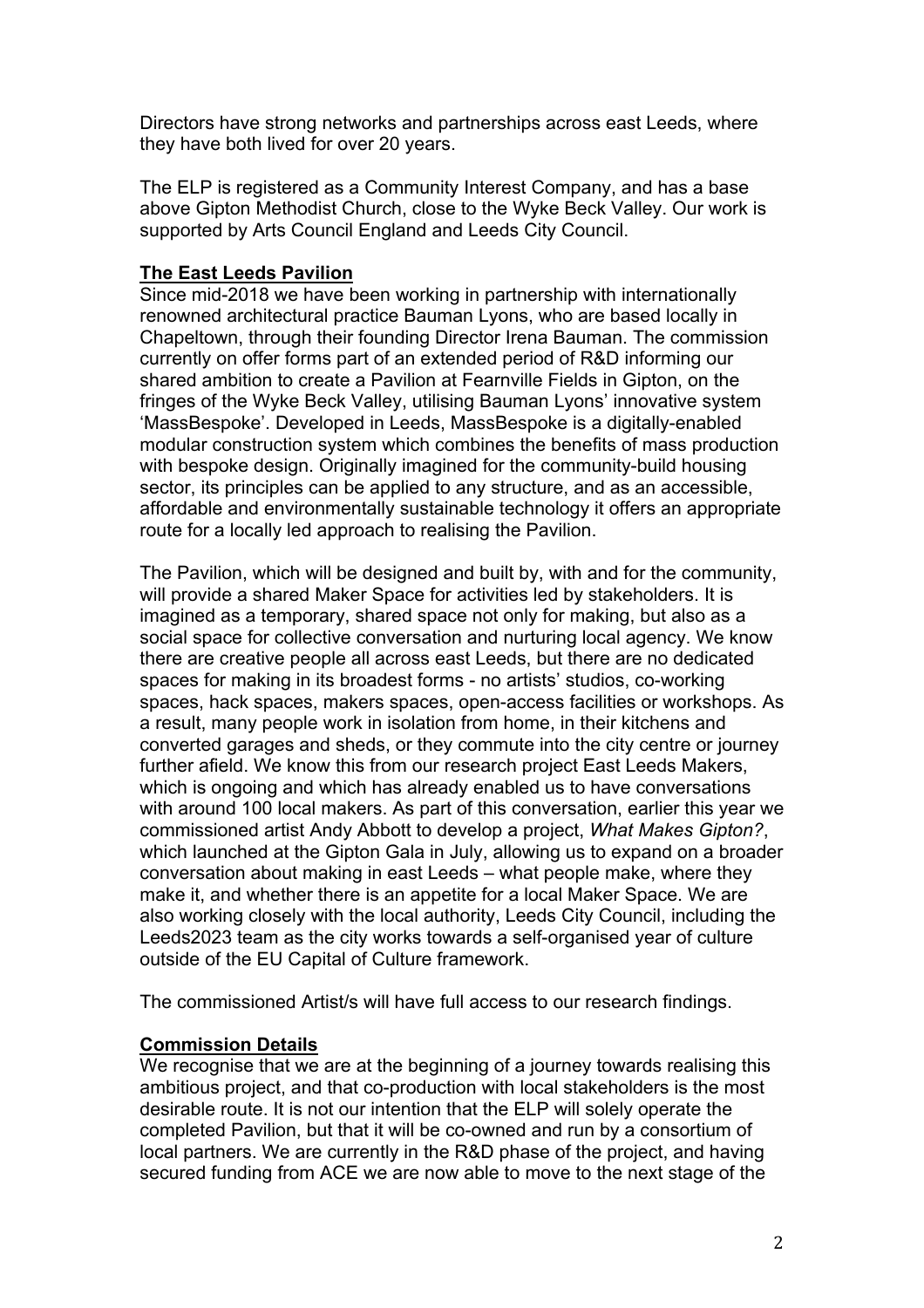Directors have strong networks and partnerships across east Leeds, where they have both lived for over 20 years.

The ELP is registered as a Community Interest Company, and has a base above Gipton Methodist Church, close to the Wyke Beck Valley. Our work is supported by Arts Council England and Leeds City Council.

**The East Leeds Pavilion**

Since mid-2018 we have been working in partnership with internationally renowned architectural practice Bauman Lyons, who are based locally in Chapeltown, through their founding Director Irena Bauman. The commission currently on offer forms part of an extended period of R&D informing our shared ambition to create a Pavilion at Fearnville Fields in Gipton, on the fringes of the Wyke Beck Valley, utilising Bauman Lyons' innovative system 'MassBespoke'. Developed in Leeds, MassBespoke is a digitally-enabled modular construction system which combines the benefits of mass production with bespoke design. Originally imagined for the community-build housing sector, its principles can be applied to any structure, and as an accessible, affordable and environmentally sustainable technology it offers an appropriate route for a locally led approach to realising the Pavilion.

The Pavilion, which will be designed and built by, with and for the community, will provide a shared Maker Space for activities led by stakeholders. It is imagined as a temporary, shared space not only for making, but also as a social space for collective conversation and nurturing local agency. We know there are creative people all across east Leeds, but there are no dedicated spaces for making in its broadest forms - no artists' studios, co-working spaces, hack spaces, makers spaces, open-access facilities or workshops. As a result, many people work in isolation from home, in their kitchens and converted garages and sheds, or they commute into the city centre or journey further afield. We know this from our research project East Leeds Makers, which is ongoing and which has already enabled us to have conversations with around 100 local makers. As part of this conversation, earlier this year we commissioned artist Andy Abbott to develop a project, *What Makes Gipton?*, which launched at the Gipton Gala in July, allowing us to expand on a broader conversation about making in east Leeds – what people make, where they make it, and whether there is an appetite for a local Maker Space. We are also working closely with the local authority, Leeds City Council, including the Leeds2023 team as the city works towards a self-organised year of culture outside of the EU Capital of Culture framework.

The commissioned Artist/s will have full access to our research findings.

**Commission Details**

We recognise that we are at the beginning of a journey towards realising this ambitious project, and that co-production with local stakeholders is the most desirable route. It is not our intention that the ELP will solely operate the completed Pavilion, but that it will be co-owned and run by a consortium of local partners. We are currently in the R&D phase of the project, and having secured funding from ACE we are now able to move to the next stage of the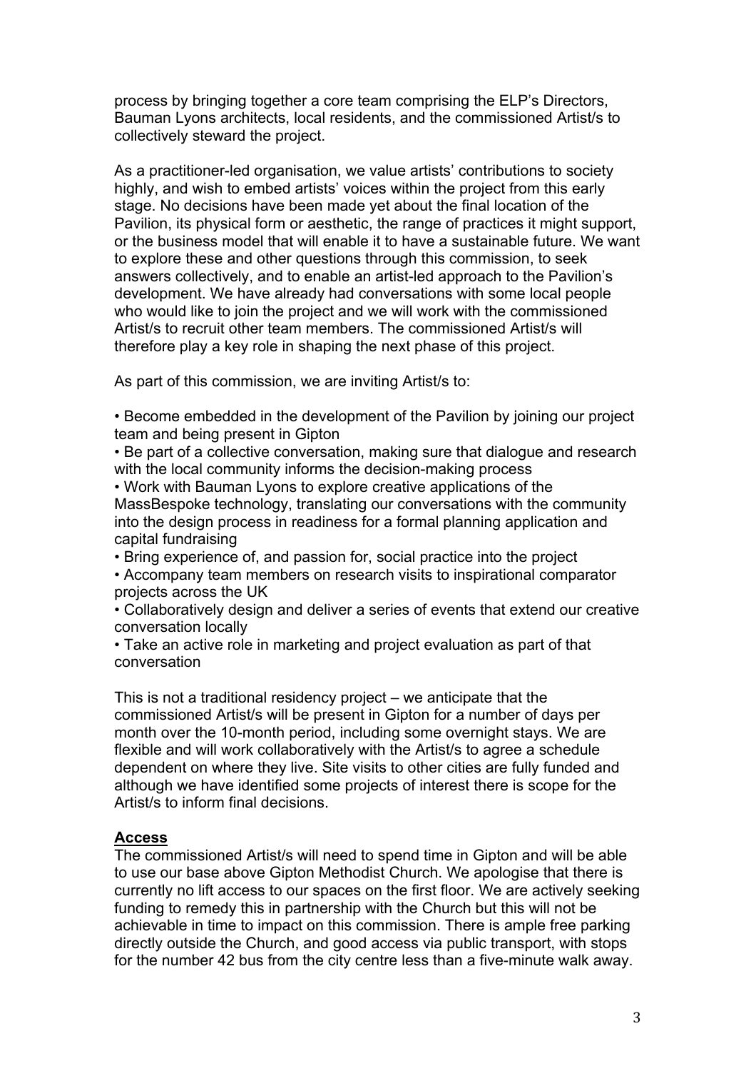process by bringing together a core team comprising the ELP's Directors, Bauman Lyons architects, local residents, and the commissioned Artist/s to collectively steward the project.

As a practitioner-led organisation, we value artists' contributions to society highly, and wish to embed artists' voices within the project from this early stage. No decisions have been made yet about the final location of the Pavilion, its physical form or aesthetic, the range of practices it might support, or the business model that will enable it to have a sustainable future. We want to explore these and other questions through this commission, to seek answers collectively, and to enable an artist-led approach to the Pavilion's development. We have already had conversations with some local people who would like to join the project and we will work with the commissioned Artist/s to recruit other team members. The commissioned Artist/s will therefore play a key role in shaping the next phase of this project.

As part of this commission, we are inviting Artist/s to:

- Become embedded in the development of the Pavilion by joining our project team and being present in Gipton
- Be part of a collective conversation, making sure that dialogue and research with the local community informs the decision-making process
- Work with Bauman Lyons to explore creative applications of the MassBespoke technology, translating our conversations with the community into the design process in readiness for a formal planning application and capital fundraising
- Bring experience of, and passion for, social practice into the project
- Accompany team members on research visits to inspirational comparator projects across the UK
- Collaboratively design and deliver a series of events that extend our creative conversation locally
- Take an active role in marketing and project evaluation as part of that conversation

This is not a traditional residency project – we anticipate that the commissioned Artist/s will be present in Gipton for a number of days per month over the 10-month period, including some overnight stays. We are flexible and will work collaboratively with the Artist/s to agree a schedule dependent on where they live. Site visits to other cities are fully funded and although we have identified some projects of interest there is scope for the Artist/s to inform final decisions.

## Access

The commissioned Artist/s will need to spend time in Gipton and will be able to use our base above Gipton Methodist Church. We apologise that there is currently no lift access to our spaces on the first floor. We are actively seeking funding to remedy this in partnership with the Church but this will not be achievable in time to impact on this commission. There is ample free parking directly outside the Church, and good access via public transport, with stops for the number 42 bus from the city centre less than a five-minute walk away.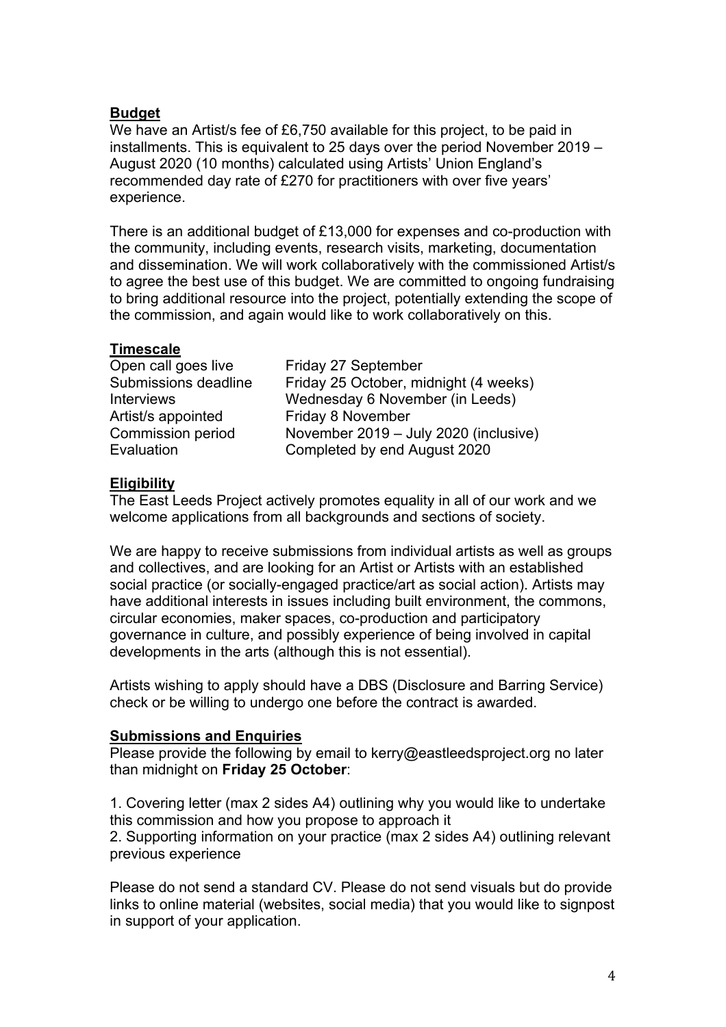## Budget

We have an Artist/s fee of £6,750 available for this project, to be paid in installments. This is equivalent to 25 days over the period November 2019 – August 2020 (10 months) calculated using Artists' Union England's recommended day rate of £270 for practitioners with over five years' experience.

There is an additional budget of £13,000 for expenses and co-production with the community, including events, research visits, marketing, documentation and dissemination. We will work collaboratively with the commissioned Artist/s to agree the best use of this budget. We are committed to ongoing fundraising to bring additional resource into the project, potentially extending the scope of the commission, and again would like to work collaboratively on this.

## Timescale

| | |
|---|---|
| Open call goes live | Friday 27 September |
| Submissions deadline | Friday 25 October, midnight (4 weeks) |
| Interviews | Wednesday 6 November (in Leeds) |
| Artist/s appointed | Friday 8 November |
| Commission period | November 2019 – July 2020 (inclusive) |
| Evaluation | Completed by end August 2020 |

## Eligibility

The East Leeds Project actively promotes equality in all of our work and we welcome applications from all backgrounds and sections of society.

We are happy to receive submissions from individual artists as well as groups and collectives, and are looking for an Artist or Artists with an established social practice (or socially-engaged practice/art as social action). Artists may have additional interests in issues including built environment, the commons, circular economies, maker spaces, co-production and participatory governance in culture, and possibly experience of being involved in capital developments in the arts (although this is not essential).

Artists wishing to apply should have a DBS (Disclosure and Barring Service) check or be willing to undergo one before the contract is awarded.

## Submissions and Enquiries

Please provide the following by email to kerry@eastleedsproject.org no later than midnight on **Friday 25 October**:

1. Covering letter (max 2 sides A4) outlining why you would like to undertake this commission and how you propose to approach it
2. Supporting information on your practice (max 2 sides A4) outlining relevant previous experience

Please do not send a standard CV. Please do not send visuals but do provide links to online material (websites, social media) that you would like to signpost in support of your application.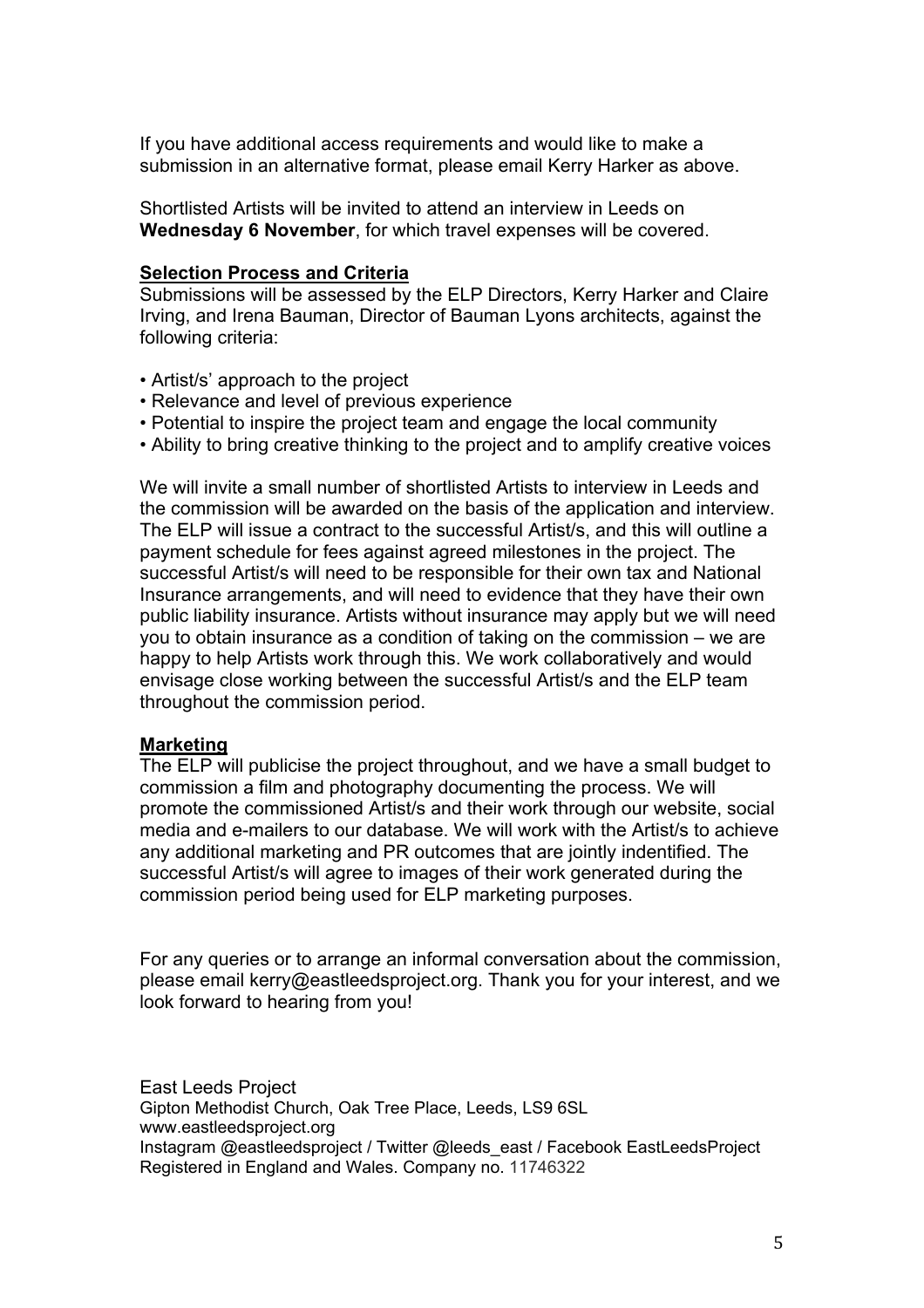If you have additional access requirements and would like to make a submission in an alternative format, please email Kerry Harker as above.

Shortlisted Artists will be invited to attend an interview in Leeds on **Wednesday 6 November**, for which travel expenses will be covered.

## Selection Process and Criteria

Submissions will be assessed by the ELP Directors, Kerry Harker and Claire Irving, and Irena Bauman, Director of Bauman Lyons architects, against the following criteria:

- Artist/s' approach to the project
- Relevance and level of previous experience
- Potential to inspire the project team and engage the local community
- Ability to bring creative thinking to the project and to amplify creative voices

We will invite a small number of shortlisted Artists to interview in Leeds and the commission will be awarded on the basis of the application and interview. The ELP will issue a contract to the successful Artist/s, and this will outline a payment schedule for fees against agreed milestones in the project. The successful Artist/s will need to be responsible for their own tax and National Insurance arrangements, and will need to evidence that they have their own public liability insurance. Artists without insurance may apply but we will need you to obtain insurance as a condition of taking on the commission – we are happy to help Artists work through this. We work collaboratively and would envisage close working between the successful Artist/s and the ELP team throughout the commission period.

## Marketing

The ELP will publicise the project throughout, and we have a small budget to commission a film and photography documenting the process. We will promote the commissioned Artist/s and their work through our website, social media and e-mailers to our database. We will work with the Artist/s to achieve any additional marketing and PR outcomes that are jointly indentified. The successful Artist/s will agree to images of their work generated during the commission period being used for ELP marketing purposes.

For any queries or to arrange an informal conversation about the commission, please email kerry@eastleedsproject.org. Thank you for your interest, and we look forward to hearing from you!

East Leeds Project
Gipton Methodist Church, Oak Tree Place, Leeds, LS9 6SL
www.eastleedsproject.org
Instagram @eastleedsproject / Twitter @leeds_east / Facebook EastLeedsProject
Registered in England and Wales. Company no. 11746322